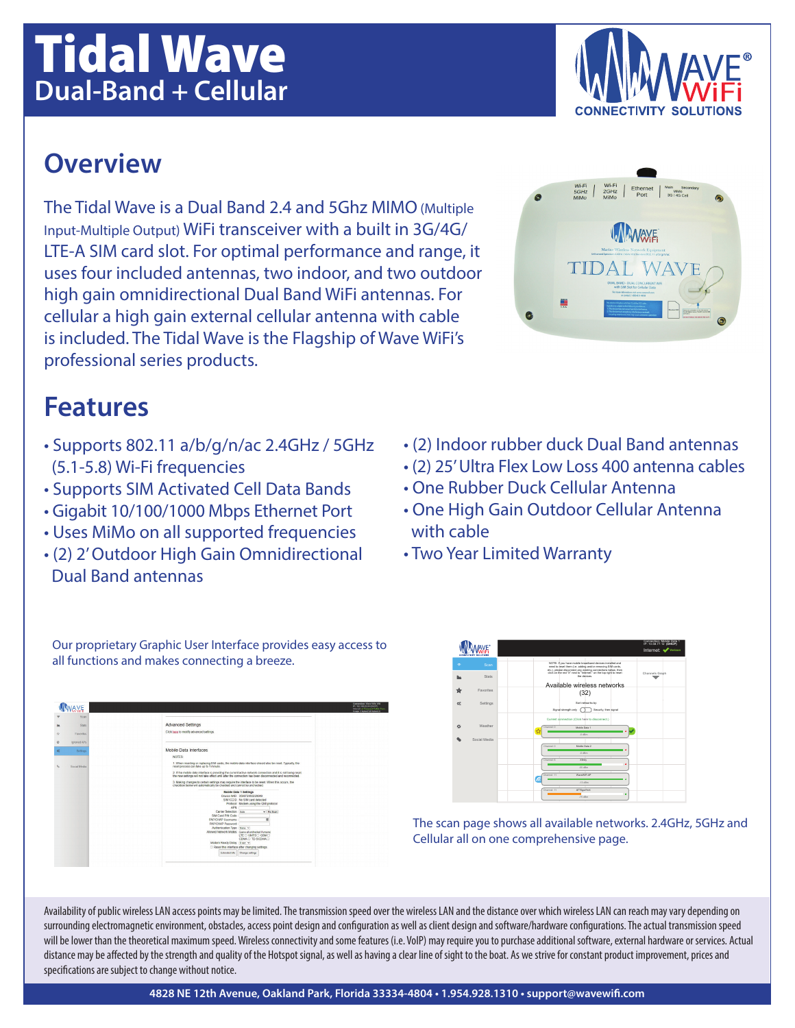# Tidal Wave

## Dual-Band + Cellular

## Overview

The Tidal Wave is a Dual Band 2.4 and 5Ghz MIMO (Multiple Input-Multiple Output) WiFi transceiver with a built in 3G/4G/LTE-A SIM card slot. For optimal performance and range, it uses four included antennas, two indoor, and two outdoor high gain omnidirectional Dual Band WiFi antennas. For cellular a high gain external cellular antenna with cable is included. The Tidal Wave is the Flagship of Wave WiFi's professional series products.

## Features

- Supports 802.11 a/b/g/n/ac 2.4GHz / 5GHz (5.1-5.8) Wi-Fi frequencies
- Supports SIM Activated Cell Data Bands
- Gigabit 10/100/1000 Mbps Ethernet Port
- Uses MiMo on all supported frequencies
- (2) 2' Outdoor High Gain Omnidirectional Dual Band antennas
- (2) Indoor rubber duck Dual Band antennas
- (2) 25' Ultra Flex Low Loss 400 antenna cables
- One Rubber Duck Cellular Antenna
- One High Gain Outdoor Cellular Antenna with cable
- Two Year Limited Warranty

Our proprietary Graphic User Interface provides easy access to all functions and makes connecting a breeze.

The scan page shows all available networks. 2.4GHz, 5GHz and Cellular all on one comprehensive page.

Availability of public wireless LAN access points may be limited. The transmission speed over the wireless LAN and the distance over which wireless LAN can reach may vary depending on surrounding electromagnetic environment, obstacles, access point design and configuration as well as client design and software/hardware configurations. The actual transmission speed will be lower than the theoretical maximum speed. Wireless connectivity and some features (i.e. VoIP) may require you to purchase additional software, external hardware or services. Actual distance may be affected by the strength and quality of the Hotspot signal, as well as having a clear line of sight to the boat. As we strive for constant product improvement, prices and specifications are subject to change without notice.

4828 NE 12th Avenue, Oakland Park, Florida 33334-4804 • 1.954.928.1310 • support@wavewifi.com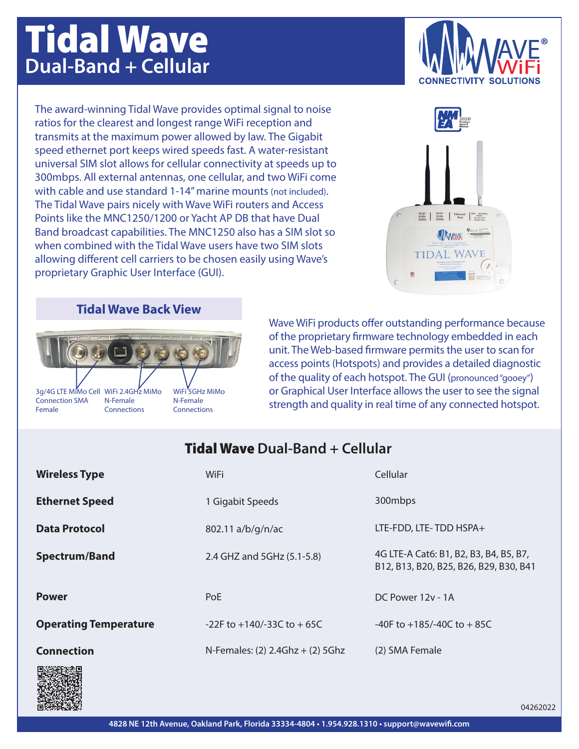# Tidal Wave
## Dual-Band + Cellular

The award-winning Tidal Wave provides optimal signal to noise ratios for the clearest and longest range WiFi reception and transmits at the maximum power allowed by law. The Gigabit speed ethernet port keeps wired speeds fast. A water-resistant universal SIM slot allows for cellular connectivity at speeds up to 300mbps. All external antennas, one cellular, and two WiFi come with cable and use standard 1-14" marine mounts (not included). The Tidal Wave pairs nicely with Wave WiFi routers and Access Points like the MNC1250/1200 or Yacht AP DB that have Dual Band broadcast capabilities. The MNC1250 also has a SIM slot so when combined with the Tidal Wave users have two SIM slots allowing different cell carriers to be chosen easily using Wave's proprietary Graphic User Interface (GUI).

### Tidal Wave Back View

3g/4G LTE MiMo Cell Connection SMA Female

WiFi 2.4GHz MiMo N-Female Connections

WiFi 5GHz MiMo N-Female Connections

Wave WiFi products offer outstanding performance because of the proprietary firmware technology embedded in each unit. The Web-based firmware permits the user to scan for access points (Hotspots) and provides a detailed diagnostic of the quality of each hotspot. The GUI (pronounced "gooey") or Graphical User Interface allows the user to see the signal strength and quality in real time of any connected hotspot.

## Tidal Wave Dual-Band + Cellular

| | | |
|---|---|---|
| **Wireless Type** | WiFi | Cellular |
| **Ethernet Speed** | 1 Gigabit Speeds | 300mbps |
| **Data Protocol** | 802.11 a/b/g/n/ac | LTE-FDD, LTE- TDD HSPA+ |
| **Spectrum/Band** | 2.4 GHZ and 5GHz (5.1-5.8) | 4G LTE-A Cat6: B1, B2, B3, B4, B5, B7, B12, B13, B20, B25, B26, B29, B30, B41 |
| **Power** | PoE | DC Power 12v - 1A |
| **Operating Temperature** | -22F to +140/-33C to + 65C | -40F to +185/-40C to + 85C |
| **Connection** | N-Females: (2) 2.4Ghz + (2) 5Ghz | (2) SMA Female |

04262022

**4828 NE 12th Avenue, Oakland Park, Florida 33334-4804 • 1.954.928.1310 • support@wavewifi.com**